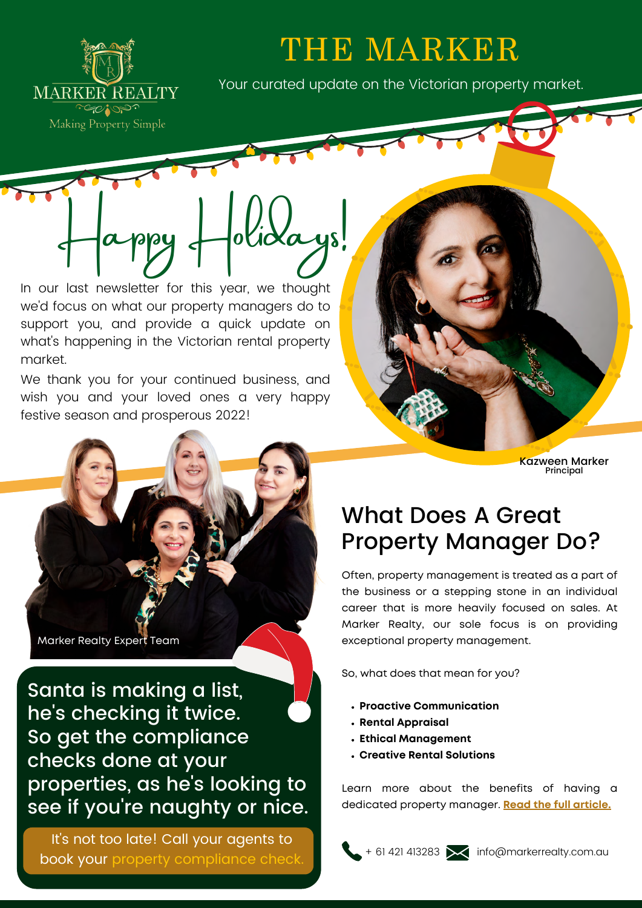# THE MARKER

MARKER REALTY

Making Property Simple

Your curated update on the Victorian property market.

## Happy Holidays!

In our last newsletter for this year, we thought we'd focus on what our property managers do to support you, and provide a quick update on what's happening in the Victorian rental property market.

We thank you for your continued business, and wish you and your loved ones a very happy festive season and prosperous 2022!

Kazween Marker
Principal

Marker Realty Expert Team

Santa is making a list, he's checking it twice. So get the compliance checks done at your properties, as he's looking to see if you're naughty or nice.

It's not too late! Call your agents to book your property compliance check.

## What Does A Great Property Manager Do?

Often, property management is treated as a part of the business or a stepping stone in an individual career that is more heavily focused on sales. At Marker Realty, our sole focus is on providing exceptional property management.

So, what does that mean for you?

- **Proactive Communication**
- **Rental Appraisal**
- **Ethical Management**
- **Creative Rental Solutions**

Learn more about the benefits of having a dedicated property manager. **Read the full article.**

+ 61 421 413283 info@markerrealty.com.au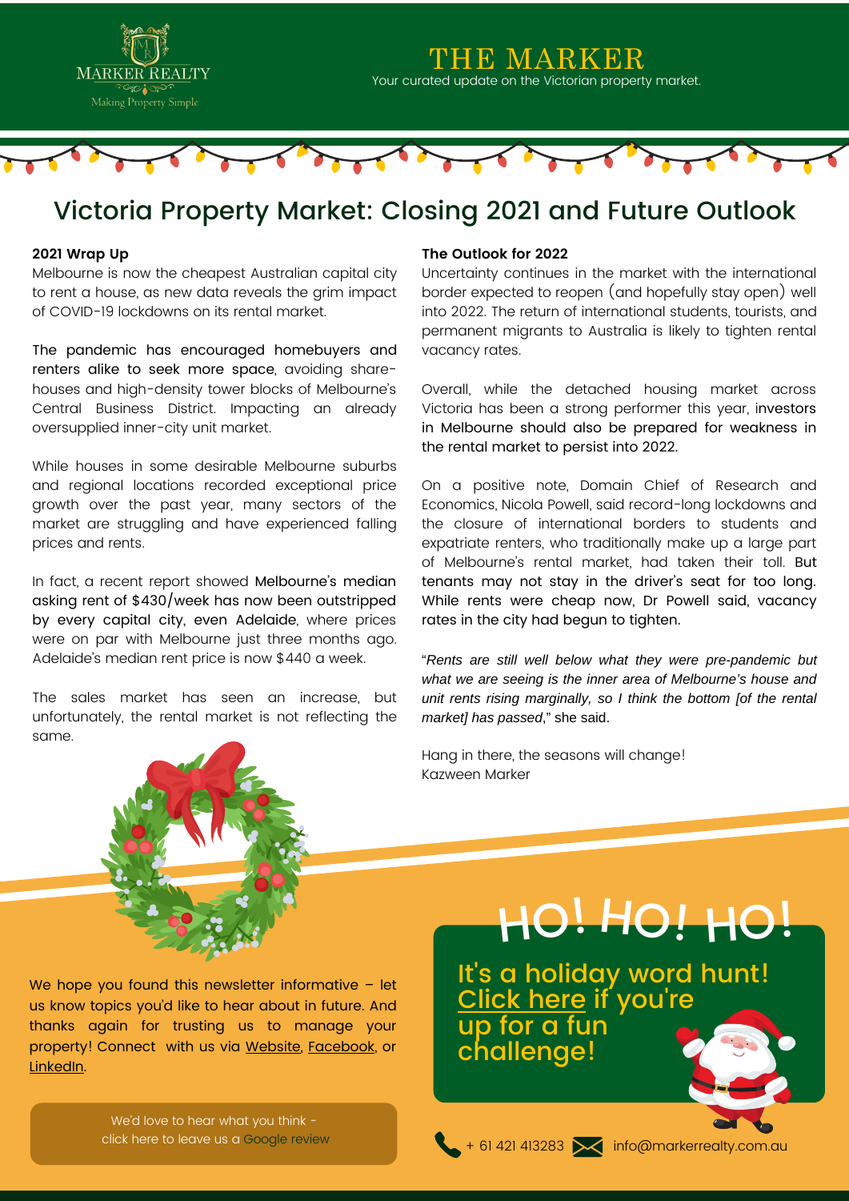MARKER REALTY

Making Property Simple

# THE MARKER

Your curated update on the Victorian property market.

## Victoria Property Market: Closing 2021 and Future Outlook

**2021 Wrap Up**

Melbourne is now the cheapest Australian capital city to rent a house, as new data reveals the grim impact of COVID-19 lockdowns on its rental market.

The pandemic has encouraged homebuyers and renters alike to seek more space, avoiding share-houses and high-density tower blocks of Melbourne's Central Business District. Impacting an already oversupplied inner-city unit market.

While houses in some desirable Melbourne suburbs and regional locations recorded exceptional price growth over the past year, many sectors of the market are struggling and have experienced falling prices and rents.

In fact, a recent report showed Melbourne's median asking rent of $430/week has now been outstripped by every capital city, even Adelaide, where prices were on par with Melbourne just three months ago. Adelaide's median rent price is now $440 a week.

The sales market has seen an increase, but unfortunately, the rental market is not reflecting the same.

**The Outlook for 2022**

Uncertainty continues in the market with the international border expected to reopen (and hopefully stay open) well into 2022. The return of international students, tourists, and permanent migrants to Australia is likely to tighten rental vacancy rates.

Overall, while the detached housing market across Victoria has been a strong performer this year, investors in Melbourne should also be prepared for weakness in the rental market to persist into 2022.

On a positive note, Domain Chief of Research and Economics, Nicola Powell, said record-long lockdowns and the closure of international borders to students and expatriate renters, who traditionally make up a large part of Melbourne's rental market, had taken their toll. But tenants may not stay in the driver's seat for too long. While rents were cheap now, Dr Powell said, vacancy rates in the city had begun to tighten.

"*Rents are still well below what they were pre-pandemic but what we are seeing is the inner area of Melbourne's house and unit rents rising marginally, so I think the bottom [of the rental market] has passed*," she said.

Hang in there, the seasons will change!
Kazween Marker

We hope you found this newsletter informative – let us know topics you'd like to hear about in future. And thanks again for trusting us to manage your property! Connect with us via Website, Facebook, or LinkedIn.

We'd love to hear what you think - click here to leave us a Google review

HO! HO! HO!

It's a holiday word hunt! Click here if you're up for a fun challenge!

+ 61 421 413283 info@markerrealty.com.au